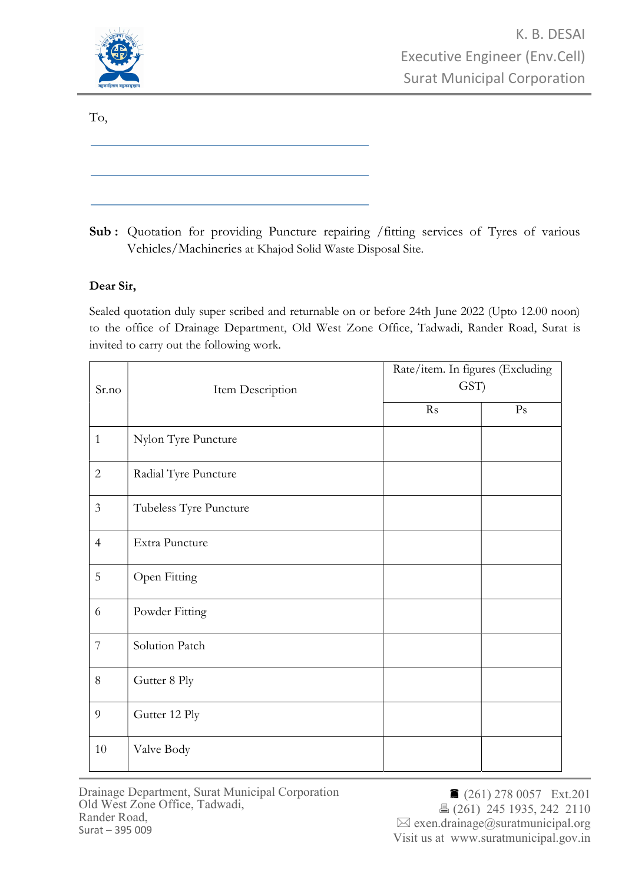K. B. DESAI
Executive Engineer (Env.Cell)
Surat Municipal Corporation

To,

\_\_\_\_\_\_\_\_\_\_\_\_\_\_\_\_\_\_\_\_\_\_\_\_\_\_\_\_\_\_

\_\_\_\_\_\_\_\_\_\_\_\_\_\_\_\_\_\_\_\_\_\_\_\_\_\_\_\_\_\_

\_\_\_\_\_\_\_\_\_\_\_\_\_\_\_\_\_\_\_\_\_\_\_\_\_\_\_\_\_\_

**Sub :** Quotation for providing Puncture repairing /fitting services of Tyres of various Vehicles/Machineries at Khajod Solid Waste Disposal Site.

**Dear Sir,**

Sealed quotation duly super scribed and returnable on or before 24th June 2022 (Upto 12.00 noon) to the office of Drainage Department, Old West Zone Office, Tadwadi, Rander Road, Surat is invited to carry out the following work.

| Sr.no | Item Description | Rate/item. In figures (Excluding GST) | |
|---|---|---|---|
| | | Rs | Ps |
| 1 | Nylon Tyre Puncture | | |
| 2 | Radial Tyre Puncture | | |
| 3 | Tubeless Tyre Puncture | | |
| 4 | Extra Puncture | | |
| 5 | Open Fitting | | |
| 6 | Powder Fitting | | |
| 7 | Solution Patch | | |
| 8 | Gutter 8 Ply | | |
| 9 | Gutter 12 Ply | | |
| 10 | Valve Body | | |

Drainage Department, Surat Municipal Corporation
Old West Zone Office, Tadwadi,
Rander Road,
Surat – 395 009

☎ (261) 278 0057 Ext.201
🖶 (261) 245 1935, 242 2110
✉ exen.drainage@suratmunicipal.org
Visit us at www.suratmunicipal.gov.in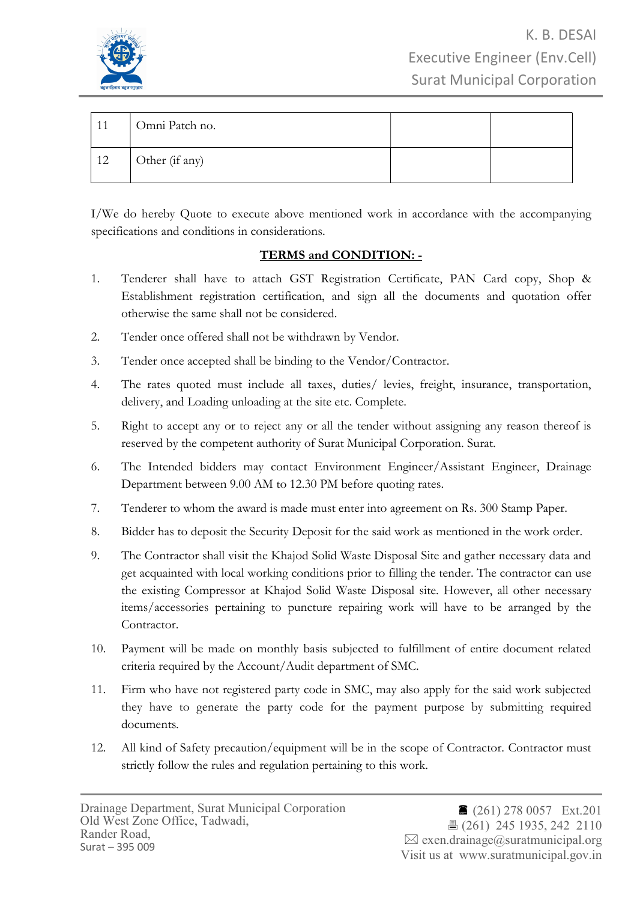| | | | |
|---|---|---|---|
| 11 | Omni Patch no. | | |
| 12 | Other (if any) | | |

I/We do hereby Quote to execute above mentioned work in accordance with the accompanying specifications and conditions in considerations.

**TERMS and CONDITION: -**

1. Tenderer shall have to attach GST Registration Certificate, PAN Card copy, Shop & Establishment registration certification, and sign all the documents and quotation offer otherwise the same shall not be considered.
2. Tender once offered shall not be withdrawn by Vendor.
3. Tender once accepted shall be binding to the Vendor/Contractor.
4. The rates quoted must include all taxes, duties/ levies, freight, insurance, transportation, delivery, and Loading unloading at the site etc. Complete.
5. Right to accept any or to reject any or all the tender without assigning any reason thereof is reserved by the competent authority of Surat Municipal Corporation. Surat.
6. The Intended bidders may contact Environment Engineer/Assistant Engineer, Drainage Department between 9.00 AM to 12.30 PM before quoting rates.
7. Tenderer to whom the award is made must enter into agreement on Rs. 300 Stamp Paper.
8. Bidder has to deposit the Security Deposit for the said work as mentioned in the work order.
9. The Contractor shall visit the Khajod Solid Waste Disposal Site and gather necessary data and get acquainted with local working conditions prior to filling the tender. The contractor can use the existing Compressor at Khajod Solid Waste Disposal site. However, all other necessary items/accessories pertaining to puncture repairing work will have to be arranged by the Contractor.
10. Payment will be made on monthly basis subjected to fulfillment of entire document related criteria required by the Account/Audit department of SMC.
11. Firm who have not registered party code in SMC, may also apply for the said work subjected they have to generate the party code for the payment purpose by submitting required documents.
12. All kind of Safety precaution/equipment will be in the scope of Contractor. Contractor must strictly follow the rules and regulation pertaining to this work.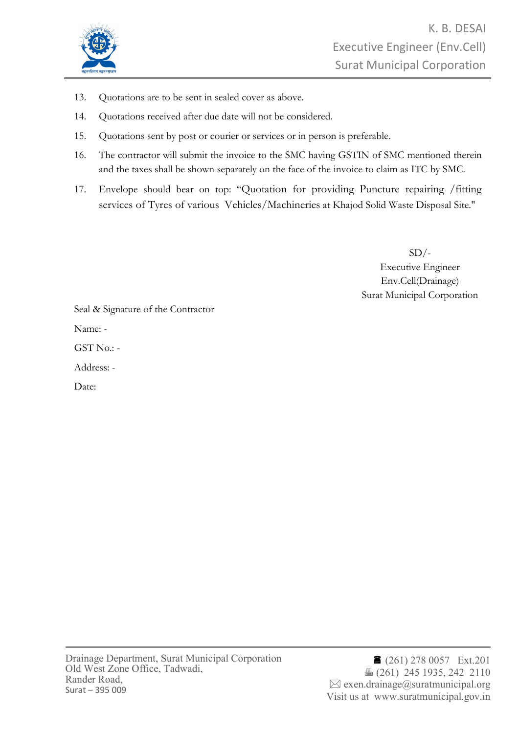13. Quotations are to be sent in sealed cover as above.
14. Quotations received after due date will not be considered.
15. Quotations sent by post or courier or services or in person is preferable.
16. The contractor will submit the invoice to the SMC having GSTIN of SMC mentioned therein and the taxes shall be shown separately on the face of the invoice to claim as ITC by SMC.
17. Envelope should bear on top: "Quotation for providing Puncture repairing /fitting services of Tyres of various Vehicles/Machineries at Khajod Solid Waste Disposal Site."

SD/-
Executive Engineer
Env.Cell(Drainage)
Surat Municipal Corporation

Seal & Signature of the Contractor

Name: -

GST No.: -

Address: -

Date: